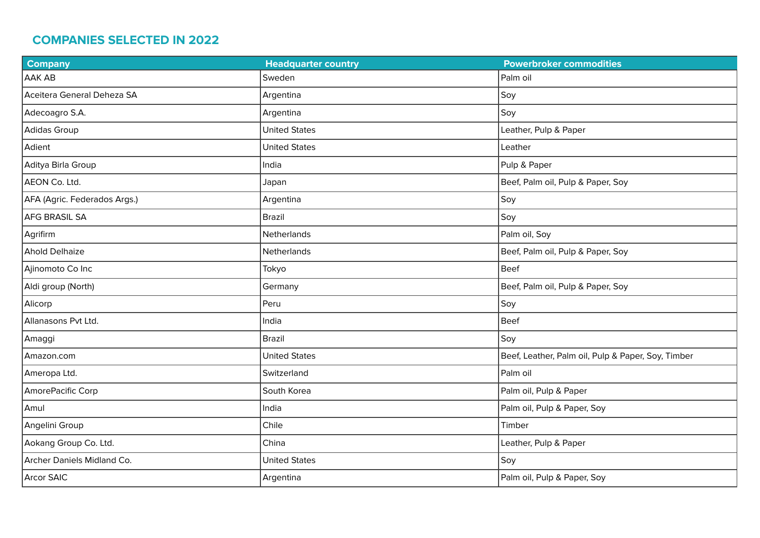## COMPANIES SELECTED IN 2022

| Company | Headquarter country | Powerbroker commodities |
|---|---|---|
| AAK AB | Sweden | Palm oil |
| Aceitera General Deheza SA | Argentina | Soy |
| Adecoagro S.A. | Argentina | Soy |
| Adidas Group | United States | Leather, Pulp & Paper |
| Adient | United States | Leather |
| Aditya Birla Group | India | Pulp & Paper |
| AEON Co. Ltd. | Japan | Beef, Palm oil, Pulp & Paper, Soy |
| AFA (Agric. Federados Args.) | Argentina | Soy |
| AFG BRASIL SA | Brazil | Soy |
| Agrifirm | Netherlands | Palm oil, Soy |
| Ahold Delhaize | Netherlands | Beef, Palm oil, Pulp & Paper, Soy |
| Ajinomoto Co Inc | Tokyo | Beef |
| Aldi group (North) | Germany | Beef, Palm oil, Pulp & Paper, Soy |
| Alicorp | Peru | Soy |
| Allanasons Pvt Ltd. | India | Beef |
| Amaggi | Brazil | Soy |
| Amazon.com | United States | Beef, Leather, Palm oil, Pulp & Paper, Soy, Timber |
| Ameropa Ltd. | Switzerland | Palm oil |
| AmorePacific Corp | South Korea | Palm oil, Pulp & Paper |
| Amul | India | Palm oil, Pulp & Paper, Soy |
| Angelini Group | Chile | Timber |
| Aokang Group Co. Ltd. | China | Leather, Pulp & Paper |
| Archer Daniels Midland Co. | United States | Soy |
| Arcor SAIC | Argentina | Palm oil, Pulp & Paper, Soy |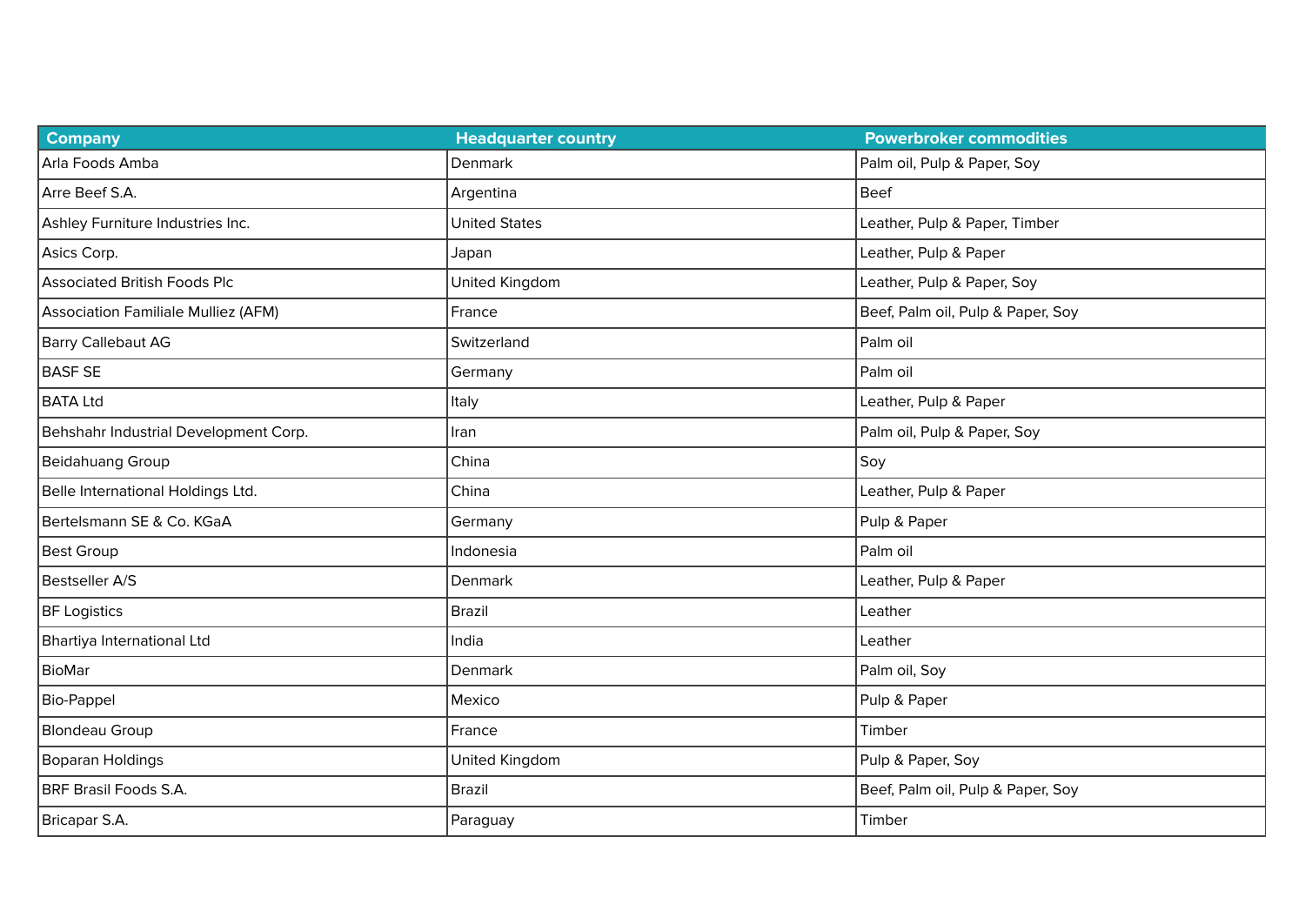| Company | Headquarter country | Powerbroker commodities |
|---|---|---|
| Arla Foods Amba | Denmark | Palm oil, Pulp & Paper, Soy |
| Arre Beef S.A. | Argentina | Beef |
| Ashley Furniture Industries Inc. | United States | Leather, Pulp & Paper, Timber |
| Asics Corp. | Japan | Leather, Pulp & Paper |
| Associated British Foods Plc | United Kingdom | Leather, Pulp & Paper, Soy |
| Association Familiale Mulliez (AFM) | France | Beef, Palm oil, Pulp & Paper, Soy |
| Barry Callebaut AG | Switzerland | Palm oil |
| BASF SE | Germany | Palm oil |
| BATA Ltd | Italy | Leather, Pulp & Paper |
| Behshahr Industrial Development Corp. | Iran | Palm oil, Pulp & Paper, Soy |
| Beidahuang Group | China | Soy |
| Belle International Holdings Ltd. | China | Leather, Pulp & Paper |
| Bertelsmann SE & Co. KGaA | Germany | Pulp & Paper |
| Best Group | Indonesia | Palm oil |
| Bestseller A/S | Denmark | Leather, Pulp & Paper |
| BF Logistics | Brazil | Leather |
| Bhartiya International Ltd | India | Leather |
| BioMar | Denmark | Palm oil, Soy |
| Bio-Pappel | Mexico | Pulp & Paper |
| Blondeau Group | France | Timber |
| Boparan Holdings | United Kingdom | Pulp & Paper, Soy |
| BRF Brasil Foods S.A. | Brazil | Beef, Palm oil, Pulp & Paper, Soy |
| Bricapar S.A. | Paraguay | Timber |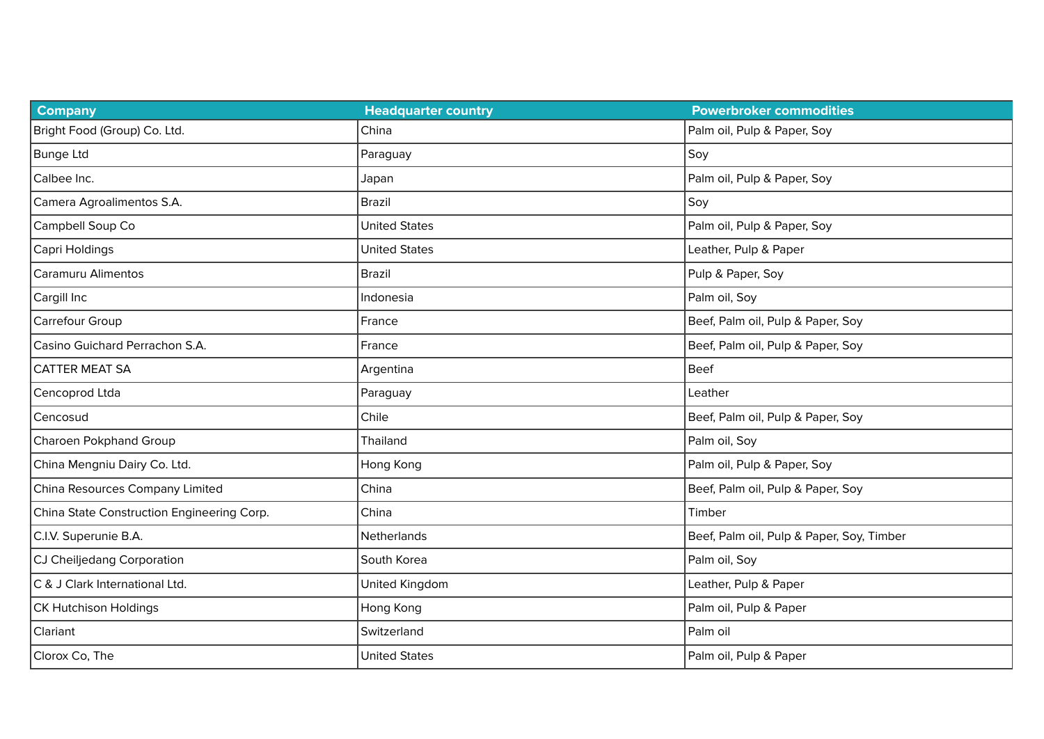| Company | Headquarter country | Powerbroker commodities |
| --- | --- | --- |
| Bright Food (Group) Co. Ltd. | China | Palm oil, Pulp & Paper, Soy |
| Bunge Ltd | Paraguay | Soy |
| Calbee Inc. | Japan | Palm oil, Pulp & Paper, Soy |
| Camera Agroalimentos S.A. | Brazil | Soy |
| Campbell Soup Co | United States | Palm oil, Pulp & Paper, Soy |
| Capri Holdings | United States | Leather, Pulp & Paper |
| Caramuru Alimentos | Brazil | Pulp & Paper, Soy |
| Cargill Inc | Indonesia | Palm oil, Soy |
| Carrefour Group | France | Beef, Palm oil, Pulp & Paper, Soy |
| Casino Guichard Perrachon S.A. | France | Beef, Palm oil, Pulp & Paper, Soy |
| CATTER MEAT SA | Argentina | Beef |
| Cencoprod Ltda | Paraguay | Leather |
| Cencosud | Chile | Beef, Palm oil, Pulp & Paper, Soy |
| Charoen Pokphand Group | Thailand | Palm oil, Soy |
| China Mengniu Dairy Co. Ltd. | Hong Kong | Palm oil, Pulp & Paper, Soy |
| China Resources Company Limited | China | Beef, Palm oil, Pulp & Paper, Soy |
| China State Construction Engineering Corp. | China | Timber |
| C.I.V. Superunie B.A. | Netherlands | Beef, Palm oil, Pulp & Paper, Soy, Timber |
| CJ Cheiljedang Corporation | South Korea | Palm oil, Soy |
| C & J Clark International Ltd. | United Kingdom | Leather, Pulp & Paper |
| CK Hutchison Holdings | Hong Kong | Palm oil, Pulp & Paper |
| Clariant | Switzerland | Palm oil |
| Clorox Co, The | United States | Palm oil, Pulp & Paper |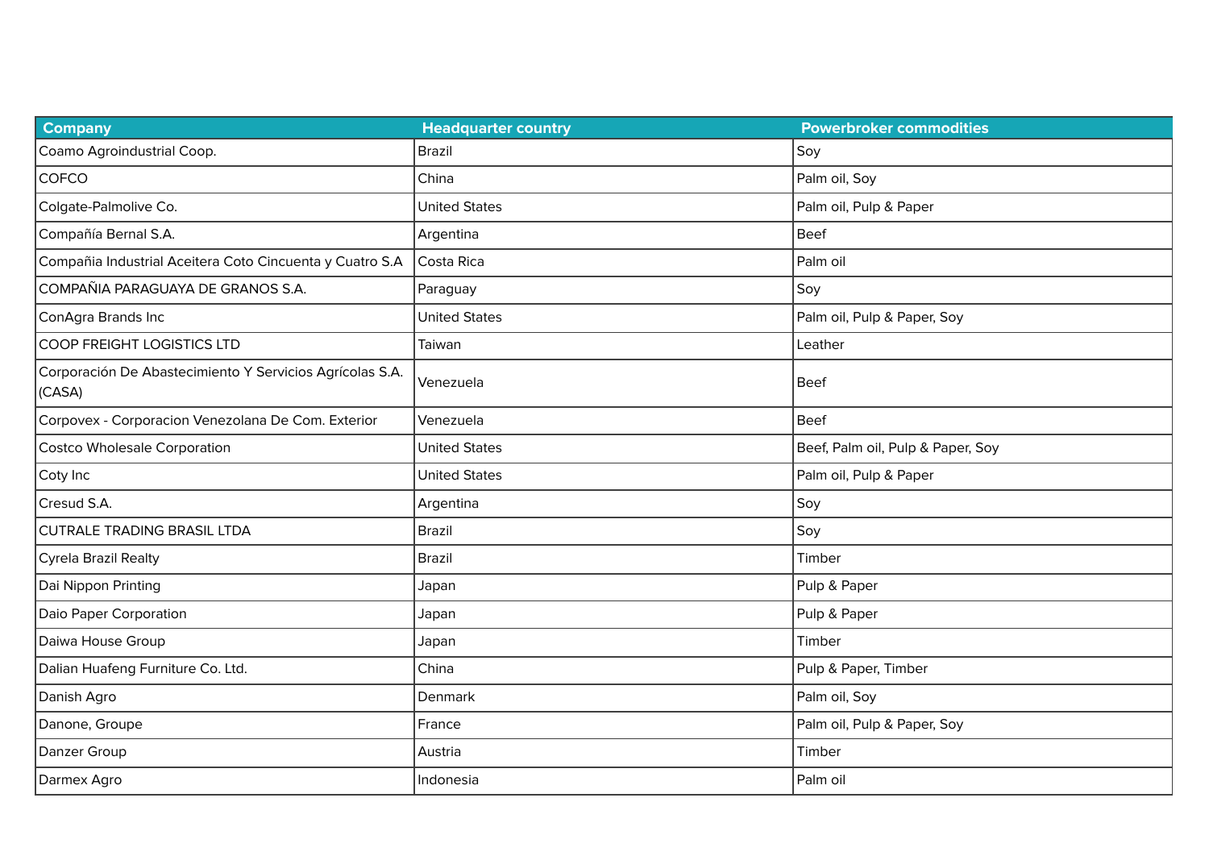| Company | Headquarter country | Powerbroker commodities |
| --- | --- | --- |
| Coamo Agroindustrial Coop. | Brazil | Soy |
| COFCO | China | Palm oil, Soy |
| Colgate-Palmolive Co. | United States | Palm oil, Pulp & Paper |
| Compañía Bernal S.A. | Argentina | Beef |
| Compañia Industrial Aceitera Coto Cincuenta y Cuatro S.A | Costa Rica | Palm oil |
| COMPAÑIA PARAGUAYA DE GRANOS S.A. | Paraguay | Soy |
| ConAgra Brands Inc | United States | Palm oil, Pulp & Paper, Soy |
| COOP FREIGHT LOGISTICS LTD | Taiwan | Leather |
| Corporación De Abastecimiento Y Servicios Agrícolas S.A. (CASA) | Venezuela | Beef |
| Corpovex - Corporacion Venezolana De Com. Exterior | Venezuela | Beef |
| Costco Wholesale Corporation | United States | Beef, Palm oil, Pulp & Paper, Soy |
| Coty Inc | United States | Palm oil, Pulp & Paper |
| Cresud S.A. | Argentina | Soy |
| CUTRALE TRADING BRASIL LTDA | Brazil | Soy |
| Cyrela Brazil Realty | Brazil | Timber |
| Dai Nippon Printing | Japan | Pulp & Paper |
| Daio Paper Corporation | Japan | Pulp & Paper |
| Daiwa House Group | Japan | Timber |
| Dalian Huafeng Furniture Co. Ltd. | China | Pulp & Paper, Timber |
| Danish Agro | Denmark | Palm oil, Soy |
| Danone, Groupe | France | Palm oil, Pulp & Paper, Soy |
| Danzer Group | Austria | Timber |
| Darmex Agro | Indonesia | Palm oil |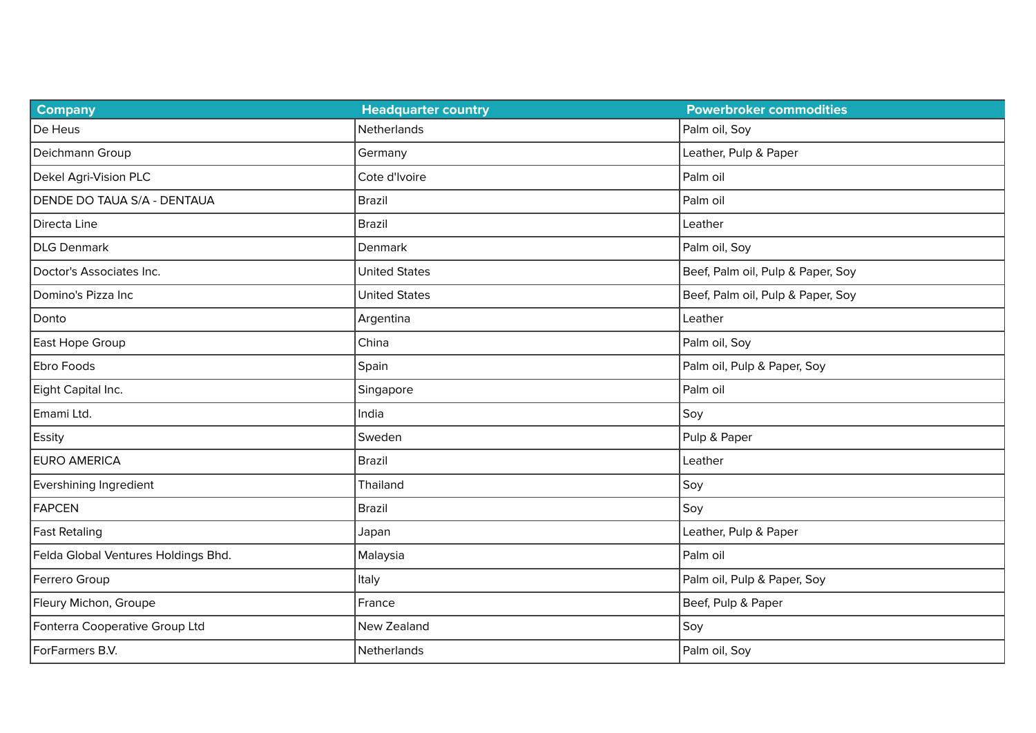| Company | Headquarter country | Powerbroker commodities |
| --- | --- | --- |
| De Heus | Netherlands | Palm oil, Soy |
| Deichmann Group | Germany | Leather, Pulp & Paper |
| Dekel Agri-Vision PLC | Cote d'Ivoire | Palm oil |
| DENDE DO TAUA S/A - DENTAUA | Brazil | Palm oil |
| Directa Line | Brazil | Leather |
| DLG Denmark | Denmark | Palm oil, Soy |
| Doctor's Associates Inc. | United States | Beef, Palm oil, Pulp & Paper, Soy |
| Domino's Pizza Inc | United States | Beef, Palm oil, Pulp & Paper, Soy |
| Donto | Argentina | Leather |
| East Hope Group | China | Palm oil, Soy |
| Ebro Foods | Spain | Palm oil, Pulp & Paper, Soy |
| Eight Capital Inc. | Singapore | Palm oil |
| Emami Ltd. | India | Soy |
| Essity | Sweden | Pulp & Paper |
| EURO AMERICA | Brazil | Leather |
| Evershining Ingredient | Thailand | Soy |
| FAPCEN | Brazil | Soy |
| Fast Retaling | Japan | Leather, Pulp & Paper |
| Felda Global Ventures Holdings Bhd. | Malaysia | Palm oil |
| Ferrero Group | Italy | Palm oil, Pulp & Paper, Soy |
| Fleury Michon, Groupe | France | Beef, Pulp & Paper |
| Fonterra Cooperative Group Ltd | New Zealand | Soy |
| ForFarmers B.V. | Netherlands | Palm oil, Soy |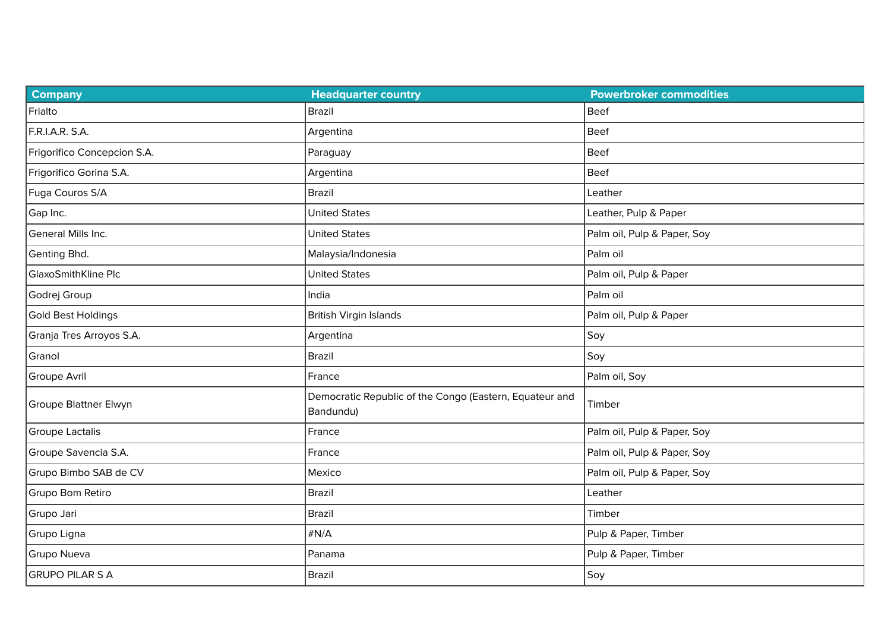| Company | Headquarter country | Powerbroker commodities |
|---|---|---|
| Frialto | Brazil | Beef |
| F.R.I.A.R. S.A. | Argentina | Beef |
| Frigorifico Concepcion S.A. | Paraguay | Beef |
| Frigorifico Gorina S.A. | Argentina | Beef |
| Fuga Couros S/A | Brazil | Leather |
| Gap Inc. | United States | Leather, Pulp & Paper |
| General Mills Inc. | United States | Palm oil, Pulp & Paper, Soy |
| Genting Bhd. | Malaysia/Indonesia | Palm oil |
| GlaxoSmithKline Plc | United States | Palm oil, Pulp & Paper |
| Godrej Group | India | Palm oil |
| Gold Best Holdings | British Virgin Islands | Palm oil, Pulp & Paper |
| Granja Tres Arroyos S.A. | Argentina | Soy |
| Granol | Brazil | Soy |
| Groupe Avril | France | Palm oil, Soy |
| Groupe Blattner Elwyn | Democratic Republic of the Congo (Eastern, Equateur and Bandundu) | Timber |
| Groupe Lactalis | France | Palm oil, Pulp & Paper, Soy |
| Groupe Savencia S.A. | France | Palm oil, Pulp & Paper, Soy |
| Grupo Bimbo SAB de CV | Mexico | Palm oil, Pulp & Paper, Soy |
| Grupo Bom Retiro | Brazil | Leather |
| Grupo Jari | Brazil | Timber |
| Grupo Ligna | #N/A | Pulp & Paper, Timber |
| Grupo Nueva | Panama | Pulp & Paper, Timber |
| GRUPO PILAR S A | Brazil | Soy |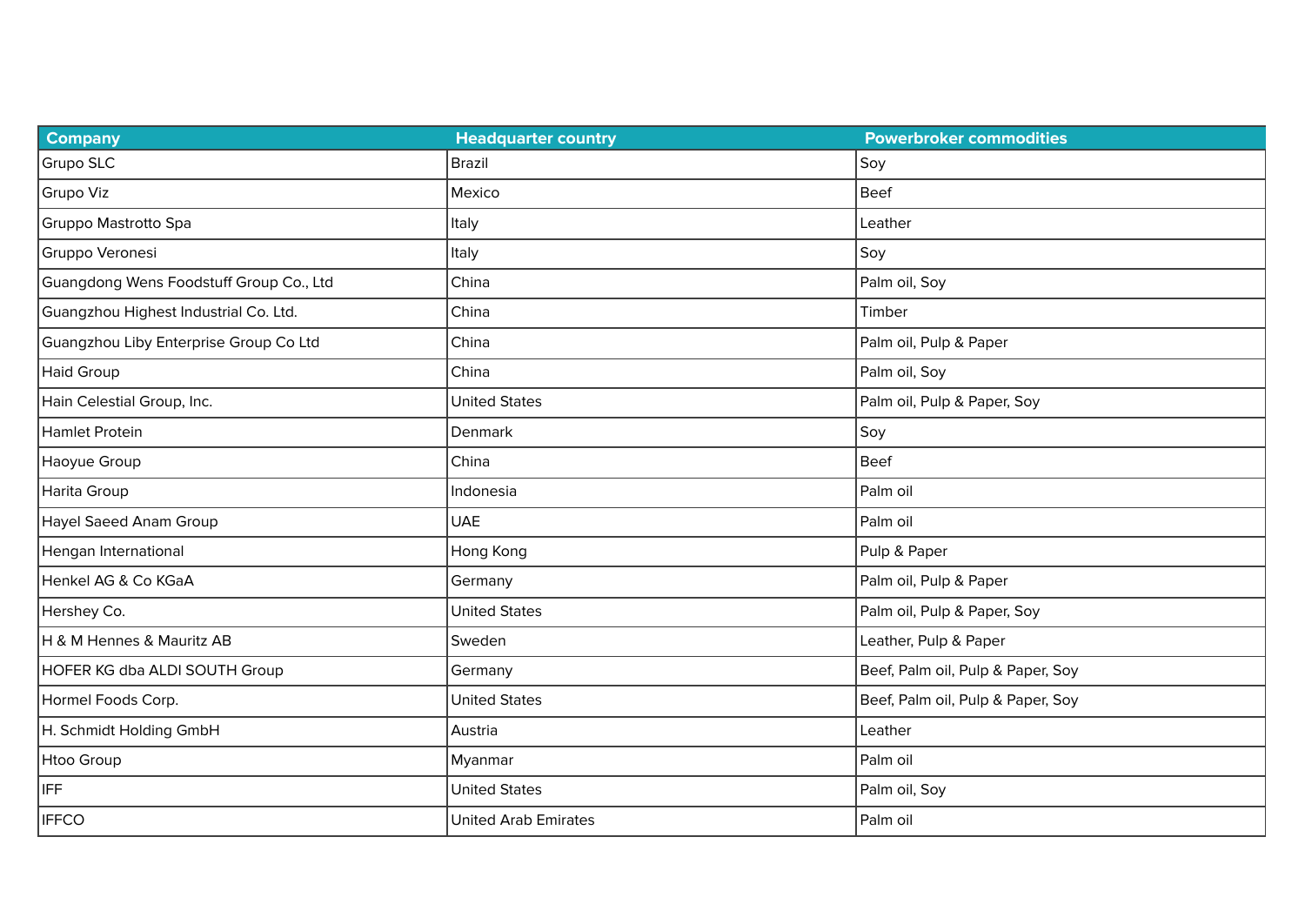| Company | Headquarter country | Powerbroker commodities |
| --- | --- | --- |
| Grupo SLC | Brazil | Soy |
| Grupo Viz | Mexico | Beef |
| Gruppo Mastrotto Spa | Italy | Leather |
| Gruppo Veronesi | Italy | Soy |
| Guangdong Wens Foodstuff Group Co., Ltd | China | Palm oil, Soy |
| Guangzhou Highest Industrial Co. Ltd. | China | Timber |
| Guangzhou Liby Enterprise Group Co Ltd | China | Palm oil, Pulp & Paper |
| Haid Group | China | Palm oil, Soy |
| Hain Celestial Group, Inc. | United States | Palm oil, Pulp & Paper, Soy |
| Hamlet Protein | Denmark | Soy |
| Haoyue Group | China | Beef |
| Harita Group | Indonesia | Palm oil |
| Hayel Saeed Anam Group | UAE | Palm oil |
| Hengan International | Hong Kong | Pulp & Paper |
| Henkel AG & Co KGaA | Germany | Palm oil, Pulp & Paper |
| Hershey Co. | United States | Palm oil, Pulp & Paper, Soy |
| H & M Hennes & Mauritz AB | Sweden | Leather, Pulp & Paper |
| HOFER KG dba ALDI SOUTH Group | Germany | Beef, Palm oil, Pulp & Paper, Soy |
| Hormel Foods Corp. | United States | Beef, Palm oil, Pulp & Paper, Soy |
| H. Schmidt Holding GmbH | Austria | Leather |
| Htoo Group | Myanmar | Palm oil |
| IFF | United States | Palm oil, Soy |
| IFFCO | United Arab Emirates | Palm oil |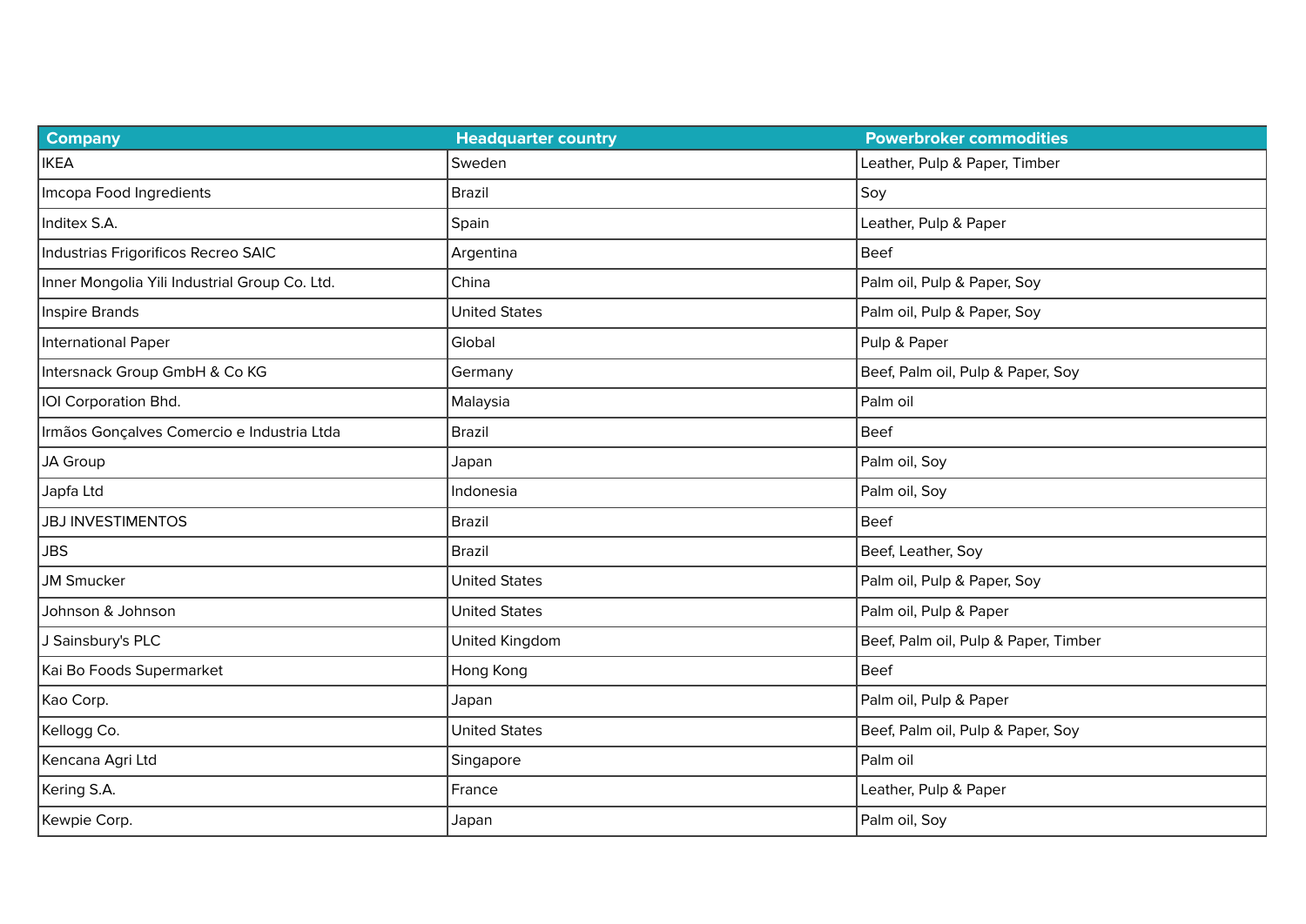| Company | Headquarter country | Powerbroker commodities |
| --- | --- | --- |
| IKEA | Sweden | Leather, Pulp & Paper, Timber |
| Imcopa Food Ingredients | Brazil | Soy |
| Inditex S.A. | Spain | Leather, Pulp & Paper |
| Industrias Frigorificos Recreo SAIC | Argentina | Beef |
| Inner Mongolia Yili Industrial Group Co. Ltd. | China | Palm oil, Pulp & Paper, Soy |
| Inspire Brands | United States | Palm oil, Pulp & Paper, Soy |
| International Paper | Global | Pulp & Paper |
| Intersnack Group GmbH & Co KG | Germany | Beef, Palm oil, Pulp & Paper, Soy |
| IOI Corporation Bhd. | Malaysia | Palm oil |
| Irmãos Gonçalves Comercio e Industria Ltda | Brazil | Beef |
| JA Group | Japan | Palm oil, Soy |
| Japfa Ltd | Indonesia | Palm oil, Soy |
| JBJ INVESTIMENTOS | Brazil | Beef |
| JBS | Brazil | Beef, Leather, Soy |
| JM Smucker | United States | Palm oil, Pulp & Paper, Soy |
| Johnson & Johnson | United States | Palm oil, Pulp & Paper |
| J Sainsbury's PLC | United Kingdom | Beef, Palm oil, Pulp & Paper, Timber |
| Kai Bo Foods Supermarket | Hong Kong | Beef |
| Kao Corp. | Japan | Palm oil, Pulp & Paper |
| Kellogg Co. | United States | Beef, Palm oil, Pulp & Paper, Soy |
| Kencana Agri Ltd | Singapore | Palm oil |
| Kering S.A. | France | Leather, Pulp & Paper |
| Kewpie Corp. | Japan | Palm oil, Soy |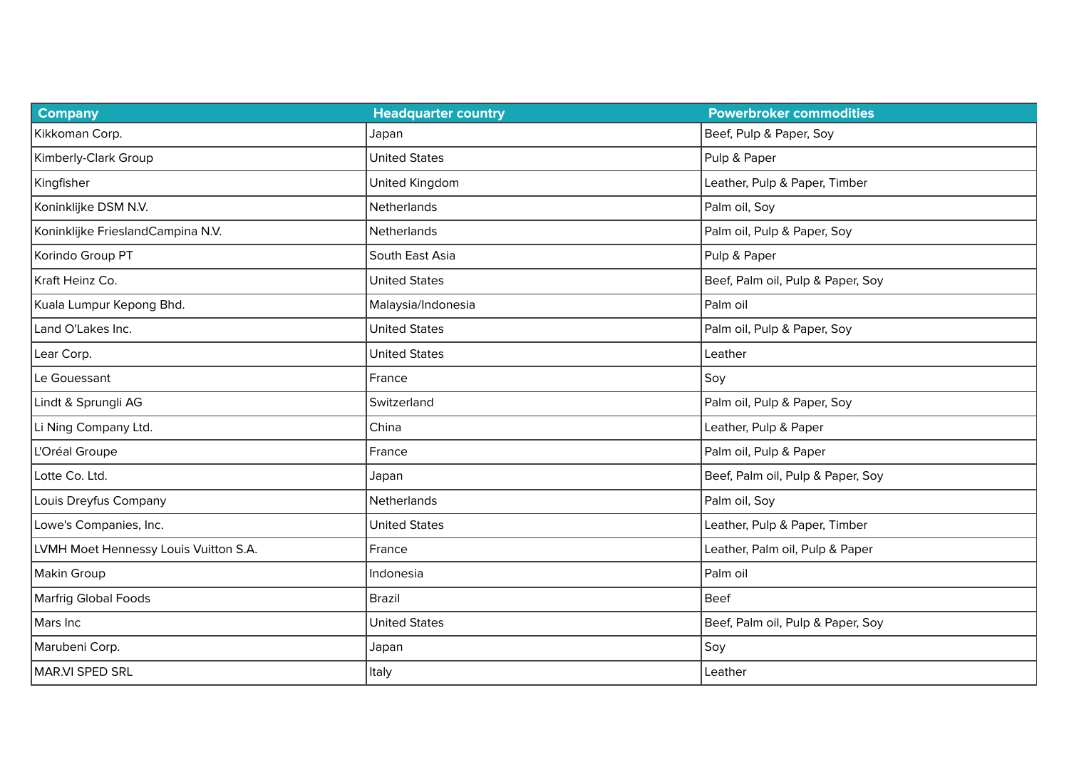| Company | Headquarter country | Powerbroker commodities |
|---|---|---|
| Kikkoman Corp. | Japan | Beef, Pulp & Paper, Soy |
| Kimberly-Clark Group | United States | Pulp & Paper |
| Kingfisher | United Kingdom | Leather, Pulp & Paper, Timber |
| Koninklijke DSM N.V. | Netherlands | Palm oil, Soy |
| Koninklijke FrieslandCampina N.V. | Netherlands | Palm oil, Pulp & Paper, Soy |
| Korindo Group PT | South East Asia | Pulp & Paper |
| Kraft Heinz Co. | United States | Beef, Palm oil, Pulp & Paper, Soy |
| Kuala Lumpur Kepong Bhd. | Malaysia/Indonesia | Palm oil |
| Land O'Lakes Inc. | United States | Palm oil, Pulp & Paper, Soy |
| Lear Corp. | United States | Leather |
| Le Gouessant | France | Soy |
| Lindt & Sprungli AG | Switzerland | Palm oil, Pulp & Paper, Soy |
| Li Ning Company Ltd. | China | Leather, Pulp & Paper |
| L'Oréal Groupe | France | Palm oil, Pulp & Paper |
| Lotte Co. Ltd. | Japan | Beef, Palm oil, Pulp & Paper, Soy |
| Louis Dreyfus Company | Netherlands | Palm oil, Soy |
| Lowe's Companies, Inc. | United States | Leather, Pulp & Paper, Timber |
| LVMH Moet Hennessy Louis Vuitton S.A. | France | Leather, Palm oil, Pulp & Paper |
| Makin Group | Indonesia | Palm oil |
| Marfrig Global Foods | Brazil | Beef |
| Mars Inc | United States | Beef, Palm oil, Pulp & Paper, Soy |
| Marubeni Corp. | Japan | Soy |
| MAR.VI SPED SRL | Italy | Leather |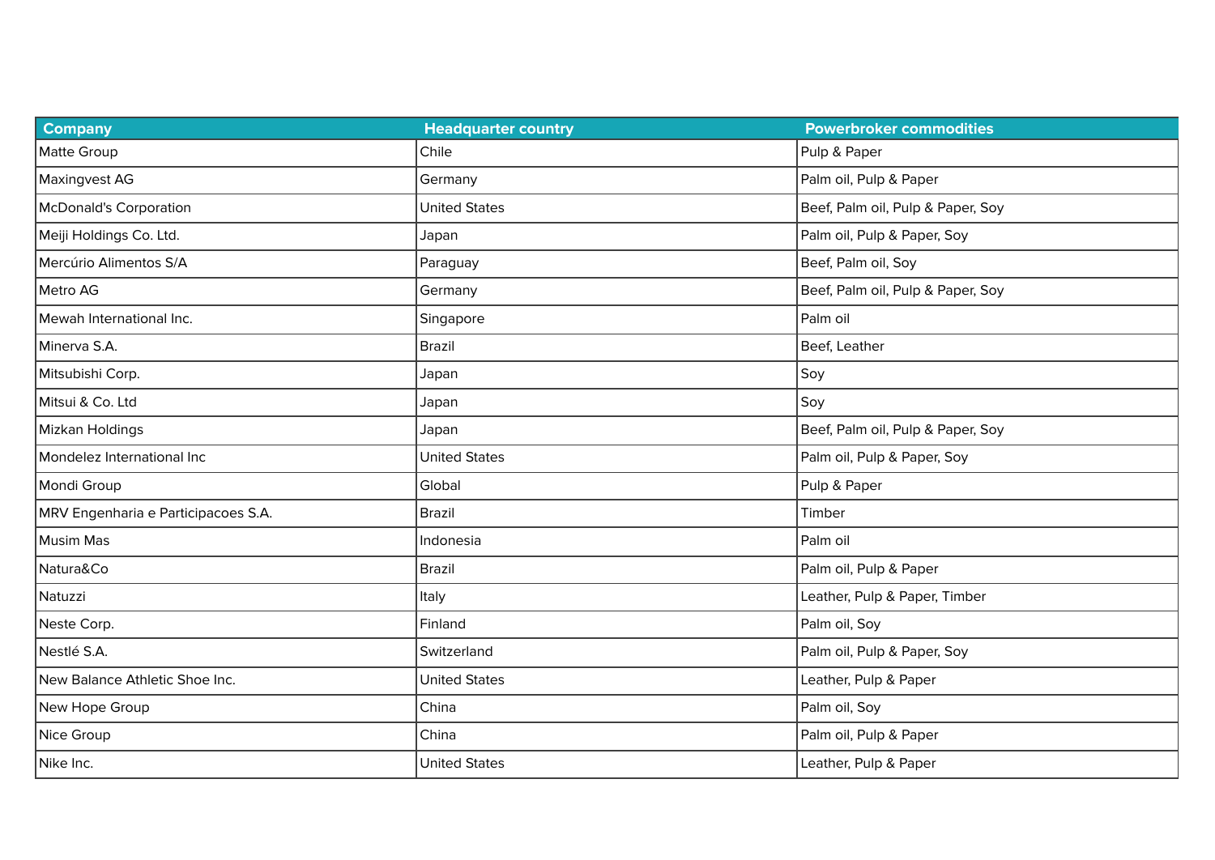| Company | Headquarter country | Powerbroker commodities |
|---|---|---|
| Matte Group | Chile | Pulp & Paper |
| Maxingvest AG | Germany | Palm oil, Pulp & Paper |
| McDonald's Corporation | United States | Beef, Palm oil, Pulp & Paper, Soy |
| Meiji Holdings Co. Ltd. | Japan | Palm oil, Pulp & Paper, Soy |
| Mercúrio Alimentos S/A | Paraguay | Beef, Palm oil, Soy |
| Metro AG | Germany | Beef, Palm oil, Pulp & Paper, Soy |
| Mewah International Inc. | Singapore | Palm oil |
| Minerva S.A. | Brazil | Beef, Leather |
| Mitsubishi Corp. | Japan | Soy |
| Mitsui & Co. Ltd | Japan | Soy |
| Mizkan Holdings | Japan | Beef, Palm oil, Pulp & Paper, Soy |
| Mondelez International Inc | United States | Palm oil, Pulp & Paper, Soy |
| Mondi Group | Global | Pulp & Paper |
| MRV Engenharia e Participacoes S.A. | Brazil | Timber |
| Musim Mas | Indonesia | Palm oil |
| Natura&Co | Brazil | Palm oil, Pulp & Paper |
| Natuzzi | Italy | Leather, Pulp & Paper, Timber |
| Neste Corp. | Finland | Palm oil, Soy |
| Nestlé S.A. | Switzerland | Palm oil, Pulp & Paper, Soy |
| New Balance Athletic Shoe Inc. | United States | Leather, Pulp & Paper |
| New Hope Group | China | Palm oil, Soy |
| Nice Group | China | Palm oil, Pulp & Paper |
| Nike Inc. | United States | Leather, Pulp & Paper |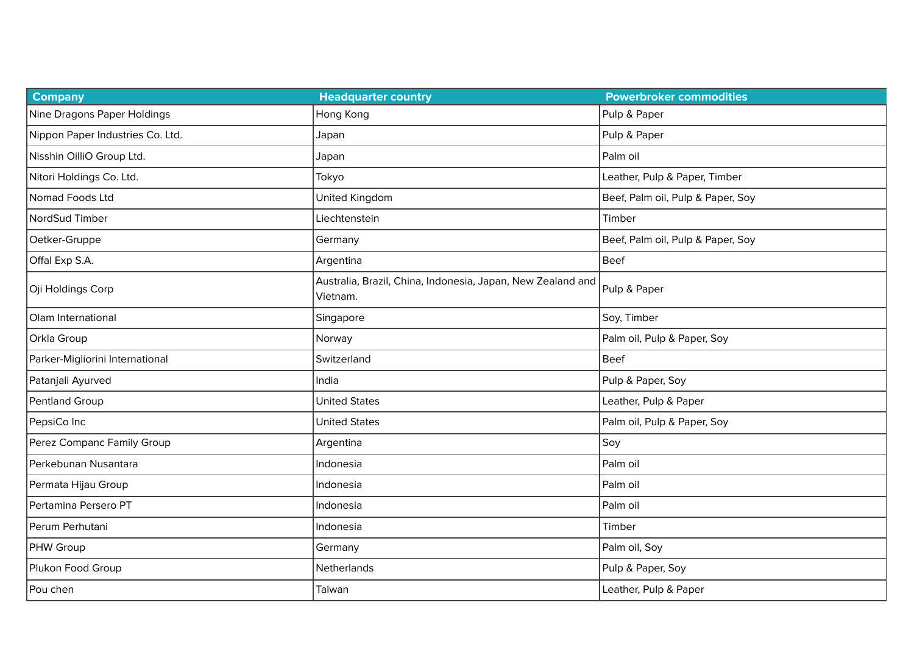| Company | Headquarter country | Powerbroker commodities |
| --- | --- | --- |
| Nine Dragons Paper Holdings | Hong Kong | Pulp & Paper |
| Nippon Paper Industries Co. Ltd. | Japan | Pulp & Paper |
| Nisshin OilliO Group Ltd. | Japan | Palm oil |
| Nitori Holdings Co. Ltd. | Tokyo | Leather, Pulp & Paper, Timber |
| Nomad Foods Ltd | United Kingdom | Beef, Palm oil, Pulp & Paper, Soy |
| NordSud Timber | Liechtenstein | Timber |
| Oetker-Gruppe | Germany | Beef, Palm oil, Pulp & Paper, Soy |
| Offal Exp S.A. | Argentina | Beef |
| Oji Holdings Corp | Australia, Brazil, China, Indonesia, Japan, New Zealand and Vietnam. | Pulp & Paper |
| Olam International | Singapore | Soy, Timber |
| Orkla Group | Norway | Palm oil, Pulp & Paper, Soy |
| Parker-Migliorini International | Switzerland | Beef |
| Patanjali Ayurved | India | Pulp & Paper, Soy |
| Pentland Group | United States | Leather, Pulp & Paper |
| PepsiCo Inc | United States | Palm oil, Pulp & Paper, Soy |
| Perez Companc Family Group | Argentina | Soy |
| Perkebunan Nusantara | Indonesia | Palm oil |
| Permata Hijau Group | Indonesia | Palm oil |
| Pertamina Persero PT | Indonesia | Palm oil |
| Perum Perhutani | Indonesia | Timber |
| PHW Group | Germany | Palm oil, Soy |
| Plukon Food Group | Netherlands | Pulp & Paper, Soy |
| Pou chen | Taiwan | Leather, Pulp & Paper |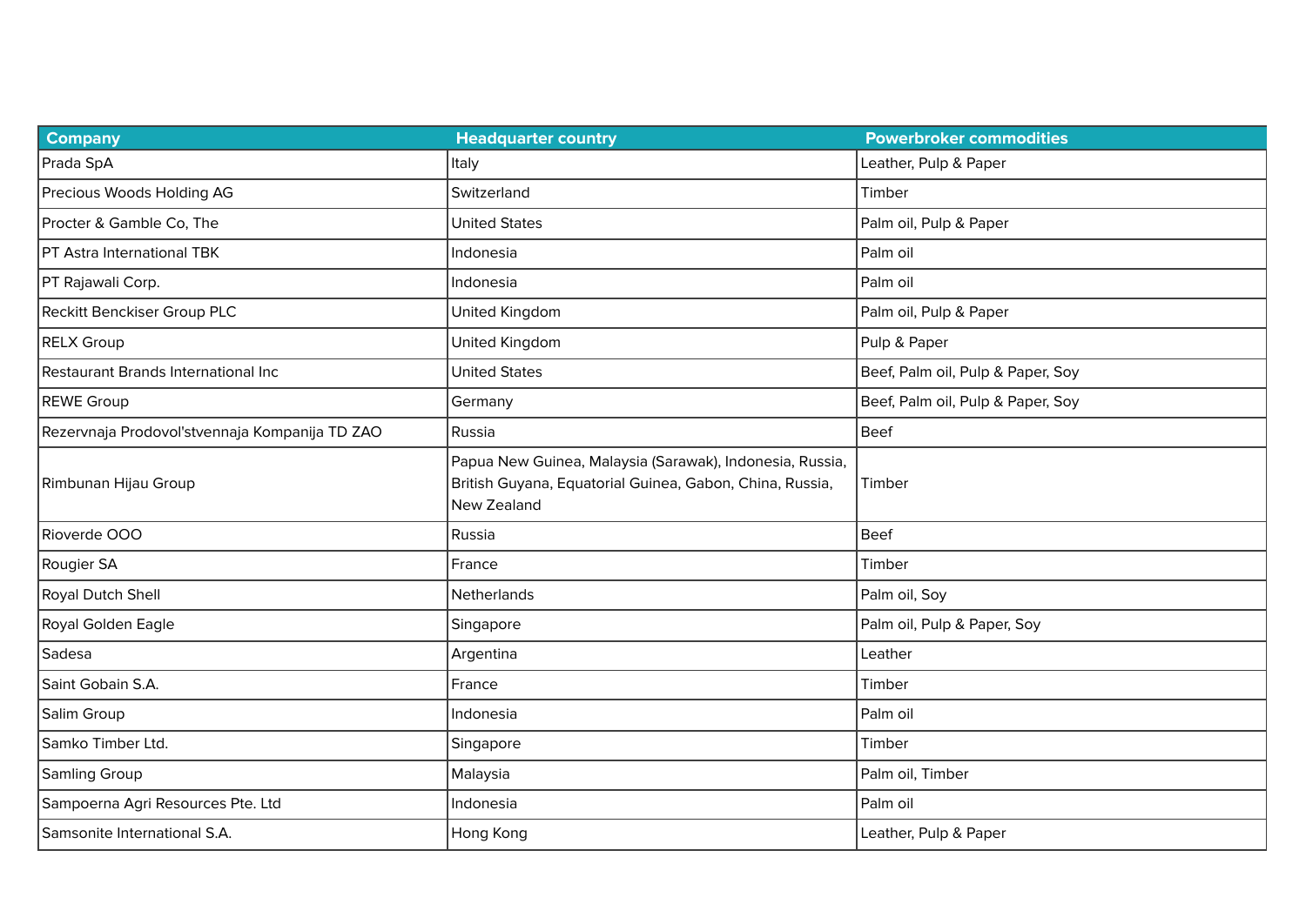| Company | Headquarter country | Powerbroker commodities |
|---|---|---|
| Prada SpA | Italy | Leather, Pulp & Paper |
| Precious Woods Holding AG | Switzerland | Timber |
| Procter & Gamble Co, The | United States | Palm oil, Pulp & Paper |
| PT Astra International TBK | Indonesia | Palm oil |
| PT Rajawali Corp. | Indonesia | Palm oil |
| Reckitt Benckiser Group PLC | United Kingdom | Palm oil, Pulp & Paper |
| RELX Group | United Kingdom | Pulp & Paper |
| Restaurant Brands International Inc | United States | Beef, Palm oil, Pulp & Paper, Soy |
| REWE Group | Germany | Beef, Palm oil, Pulp & Paper, Soy |
| Rezervnaja Prodovol'stvennaja Kompanija TD ZAO | Russia | Beef |
| Rimbunan Hijau Group | Papua New Guinea, Malaysia (Sarawak), Indonesia, Russia, British Guyana, Equatorial Guinea, Gabon, China, Russia, New Zealand | Timber |
| Rioverde OOO | Russia | Beef |
| Rougier SA | France | Timber |
| Royal Dutch Shell | Netherlands | Palm oil, Soy |
| Royal Golden Eagle | Singapore | Palm oil, Pulp & Paper, Soy |
| Sadesa | Argentina | Leather |
| Saint Gobain S.A. | France | Timber |
| Salim Group | Indonesia | Palm oil |
| Samko Timber Ltd. | Singapore | Timber |
| Samling Group | Malaysia | Palm oil, Timber |
| Sampoerna Agri Resources Pte. Ltd | Indonesia | Palm oil |
| Samsonite International S.A. | Hong Kong | Leather, Pulp & Paper |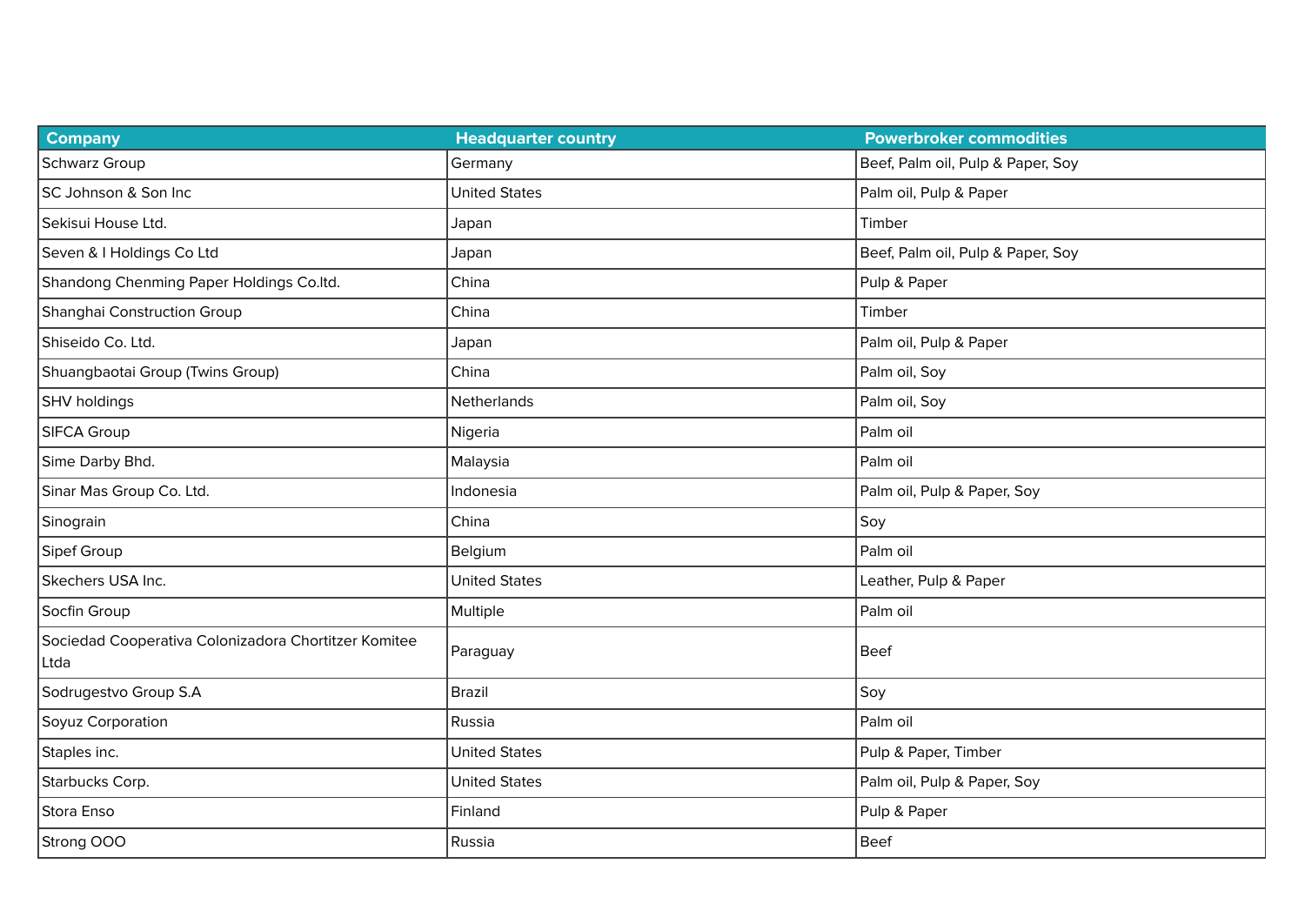| Company | Headquarter country | Powerbroker commodities |
| --- | --- | --- |
| Schwarz Group | Germany | Beef, Palm oil, Pulp & Paper, Soy |
| SC Johnson & Son Inc | United States | Palm oil, Pulp & Paper |
| Sekisui House Ltd. | Japan | Timber |
| Seven & I Holdings Co Ltd | Japan | Beef, Palm oil, Pulp & Paper, Soy |
| Shandong Chenming Paper Holdings Co.ltd. | China | Pulp & Paper |
| Shanghai Construction Group | China | Timber |
| Shiseido Co. Ltd. | Japan | Palm oil, Pulp & Paper |
| Shuangbaotai Group (Twins Group) | China | Palm oil, Soy |
| SHV holdings | Netherlands | Palm oil, Soy |
| SIFCA Group | Nigeria | Palm oil |
| Sime Darby Bhd. | Malaysia | Palm oil |
| Sinar Mas Group Co. Ltd. | Indonesia | Palm oil, Pulp & Paper, Soy |
| Sinograin | China | Soy |
| Sipef Group | Belgium | Palm oil |
| Skechers USA Inc. | United States | Leather, Pulp & Paper |
| Socfin Group | Multiple | Palm oil |
| Sociedad Cooperativa Colonizadora Chortitzer Komitee Ltda | Paraguay | Beef |
| Sodrugestvo Group S.A | Brazil | Soy |
| Soyuz Corporation | Russia | Palm oil |
| Staples inc. | United States | Pulp & Paper, Timber |
| Starbucks Corp. | United States | Palm oil, Pulp & Paper, Soy |
| Stora Enso | Finland | Pulp & Paper |
| Strong OOO | Russia | Beef |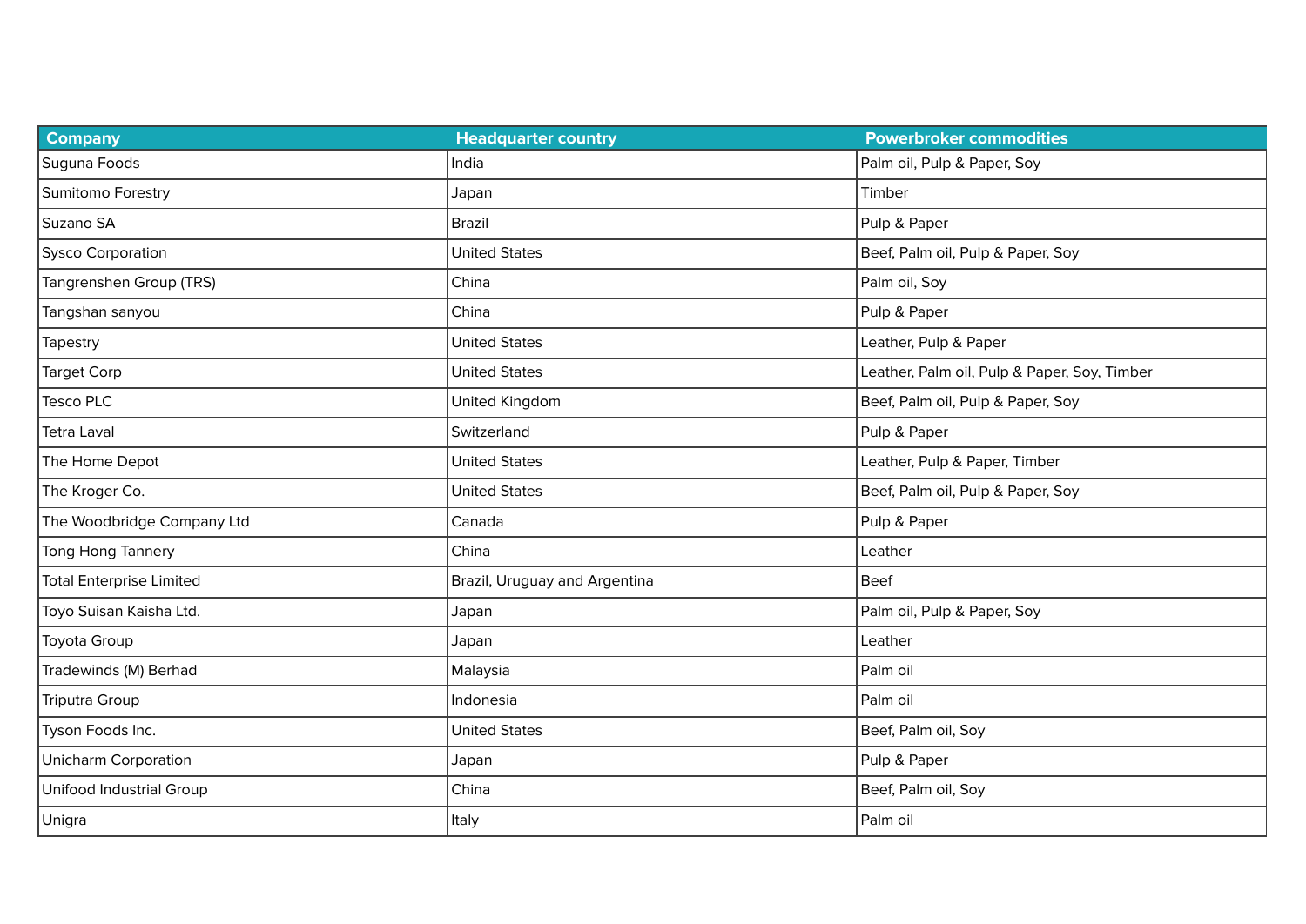| Company | Headquarter country | Powerbroker commodities |
|---|---|---|
| Suguna Foods | India | Palm oil, Pulp & Paper, Soy |
| Sumitomo Forestry | Japan | Timber |
| Suzano SA | Brazil | Pulp & Paper |
| Sysco Corporation | United States | Beef, Palm oil, Pulp & Paper, Soy |
| Tangrenshen Group (TRS) | China | Palm oil, Soy |
| Tangshan sanyou | China | Pulp & Paper |
| Tapestry | United States | Leather, Pulp & Paper |
| Target Corp | United States | Leather, Palm oil, Pulp & Paper, Soy, Timber |
| Tesco PLC | United Kingdom | Beef, Palm oil, Pulp & Paper, Soy |
| Tetra Laval | Switzerland | Pulp & Paper |
| The Home Depot | United States | Leather, Pulp & Paper, Timber |
| The Kroger Co. | United States | Beef, Palm oil, Pulp & Paper, Soy |
| The Woodbridge Company Ltd | Canada | Pulp & Paper |
| Tong Hong Tannery | China | Leather |
| Total Enterprise Limited | Brazil, Uruguay and Argentina | Beef |
| Toyo Suisan Kaisha Ltd. | Japan | Palm oil, Pulp & Paper, Soy |
| Toyota Group | Japan | Leather |
| Tradewinds (M) Berhad | Malaysia | Palm oil |
| Triputra Group | Indonesia | Palm oil |
| Tyson Foods Inc. | United States | Beef, Palm oil, Soy |
| Unicharm Corporation | Japan | Pulp & Paper |
| Unifood Industrial Group | China | Beef, Palm oil, Soy |
| Unigra | Italy | Palm oil |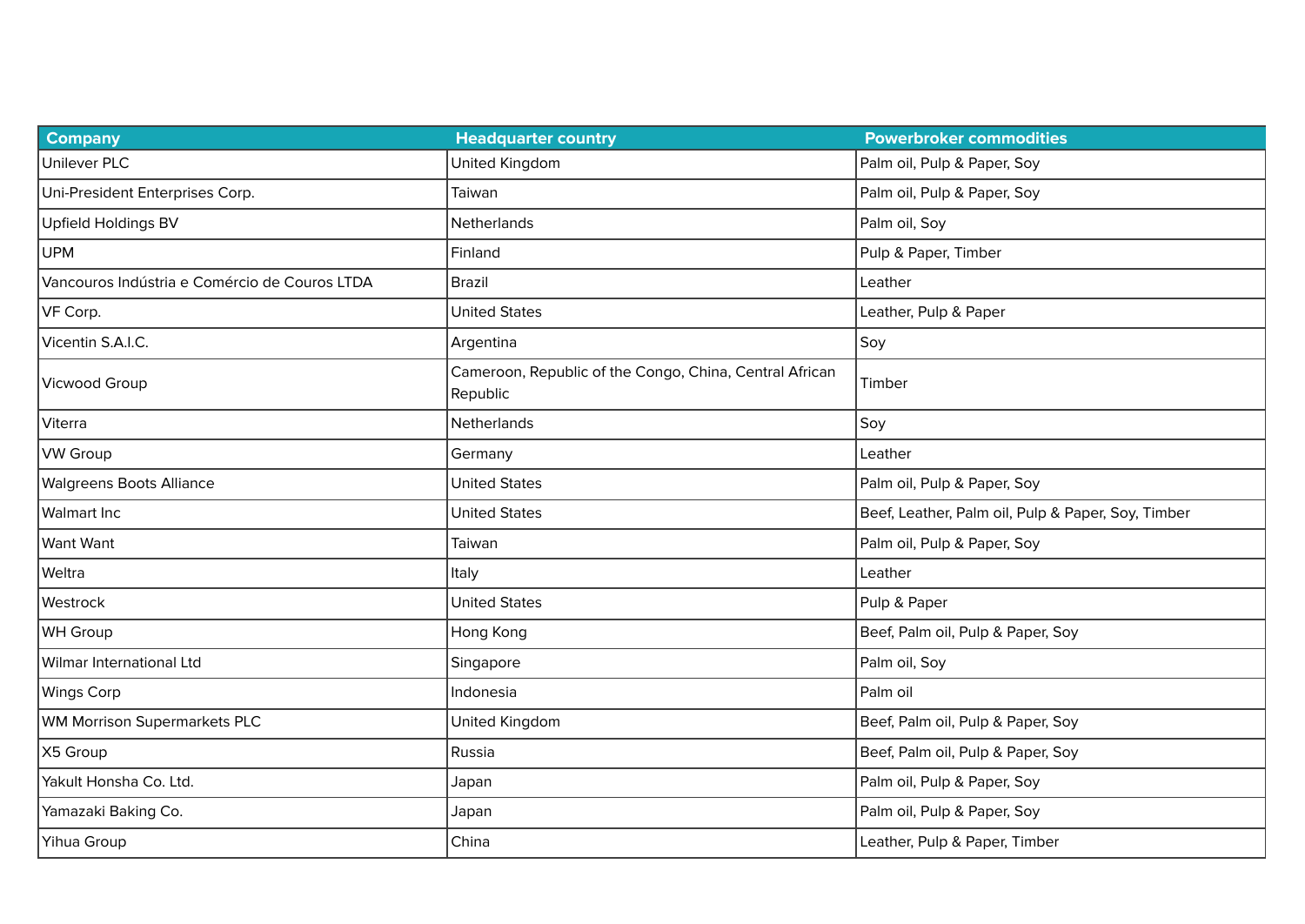| Company | Headquarter country | Powerbroker commodities |
| --- | --- | --- |
| Unilever PLC | United Kingdom | Palm oil, Pulp & Paper, Soy |
| Uni-President Enterprises Corp. | Taiwan | Palm oil, Pulp & Paper, Soy |
| Upfield Holdings BV | Netherlands | Palm oil, Soy |
| UPM | Finland | Pulp & Paper, Timber |
| Vancouros Indústria e Comércio de Couros LTDA | Brazil | Leather |
| VF Corp. | United States | Leather, Pulp & Paper |
| Vicentin S.A.I.C. | Argentina | Soy |
| Vicwood Group | Cameroon, Republic of the Congo, China, Central African Republic | Timber |
| Viterra | Netherlands | Soy |
| VW Group | Germany | Leather |
| Walgreens Boots Alliance | United States | Palm oil, Pulp & Paper, Soy |
| Walmart Inc | United States | Beef, Leather, Palm oil, Pulp & Paper, Soy, Timber |
| Want Want | Taiwan | Palm oil, Pulp & Paper, Soy |
| Weltra | Italy | Leather |
| Westrock | United States | Pulp & Paper |
| WH Group | Hong Kong | Beef, Palm oil, Pulp & Paper, Soy |
| Wilmar International Ltd | Singapore | Palm oil, Soy |
| Wings Corp | Indonesia | Palm oil |
| WM Morrison Supermarkets PLC | United Kingdom | Beef, Palm oil, Pulp & Paper, Soy |
| X5 Group | Russia | Beef, Palm oil, Pulp & Paper, Soy |
| Yakult Honsha Co. Ltd. | Japan | Palm oil, Pulp & Paper, Soy |
| Yamazaki Baking Co. | Japan | Palm oil, Pulp & Paper, Soy |
| Yihua Group | China | Leather, Pulp & Paper, Timber |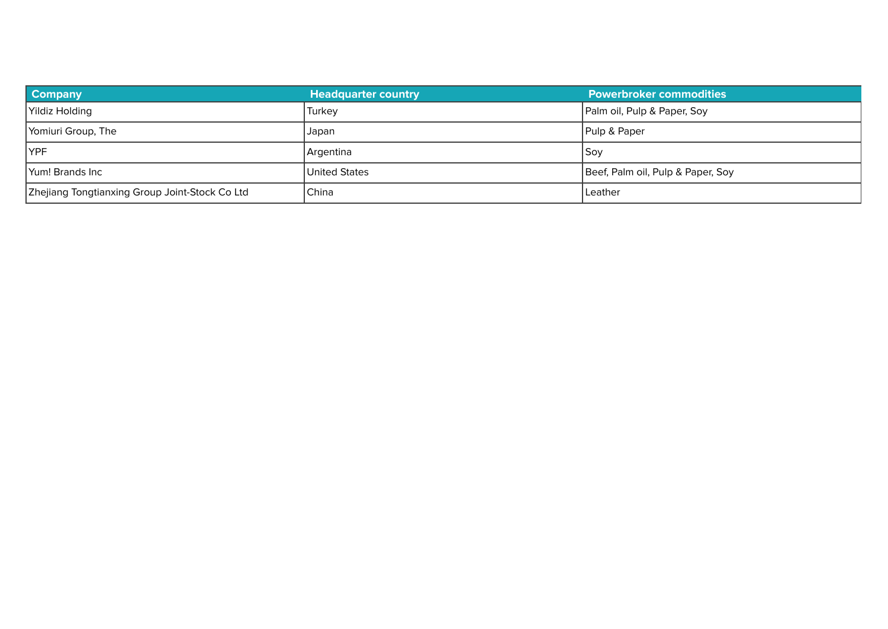| Company | Headquarter country | Powerbroker commodities |
|---|---|---|
| Yildiz Holding | Turkey | Palm oil, Pulp & Paper, Soy |
| Yomiuri Group, The | Japan | Pulp & Paper |
| YPF | Argentina | Soy |
| Yum! Brands Inc | United States | Beef, Palm oil, Pulp & Paper, Soy |
| Zhejiang Tongtianxing Group Joint-Stock Co Ltd | China | Leather |